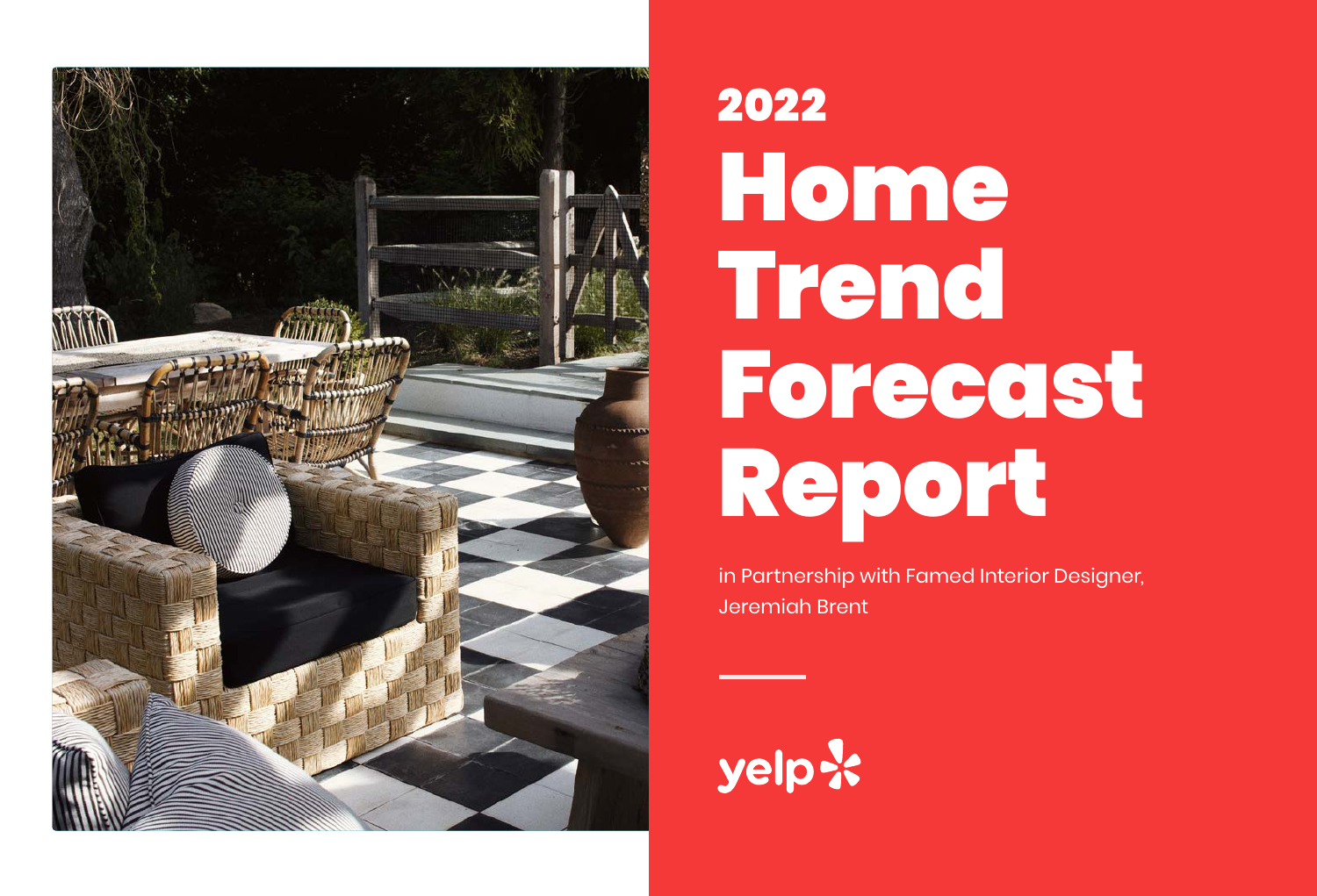# 2022 Home Trend Forecast Report

in Partnership with Famed Interior Designer, Jeremiah Brent

yelp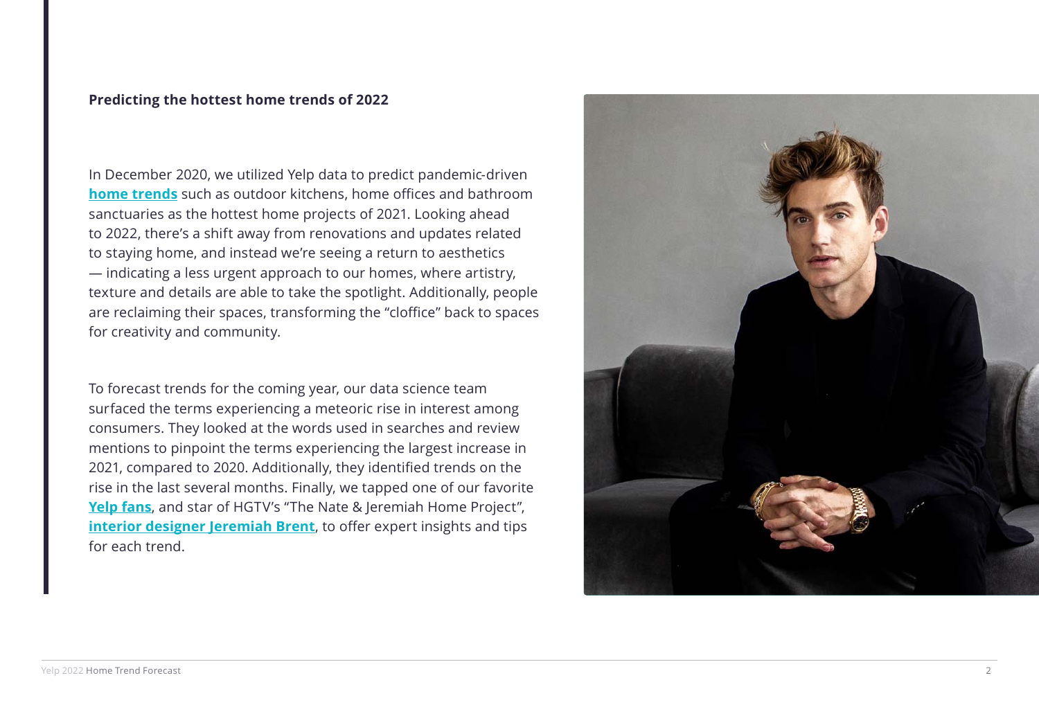**Predicting the hottest home trends of 2022**

In December 2020, we utilized Yelp data to predict pandemic-driven **home trends** such as outdoor kitchens, home offices and bathroom sanctuaries as the hottest home projects of 2021. Looking ahead to 2022, there's a shift away from renovations and updates related to staying home, and instead we're seeing a return to aesthetics — indicating a less urgent approach to our homes, where artistry, texture and details are able to take the spotlight. Additionally, people are reclaiming their spaces, transforming the "cloffice" back to spaces for creativity and community.

To forecast trends for the coming year, our data science team surfaced the terms experiencing a meteoric rise in interest among consumers. They looked at the words used in searches and review mentions to pinpoint the terms experiencing the largest increase in 2021, compared to 2020. Additionally, they identified trends on the rise in the last several months. Finally, we tapped one of our favorite **Yelp fans**, and star of HGTV's "The Nate & Jeremiah Home Project", **interior designer Jeremiah Brent**, to offer expert insights and tips for each trend.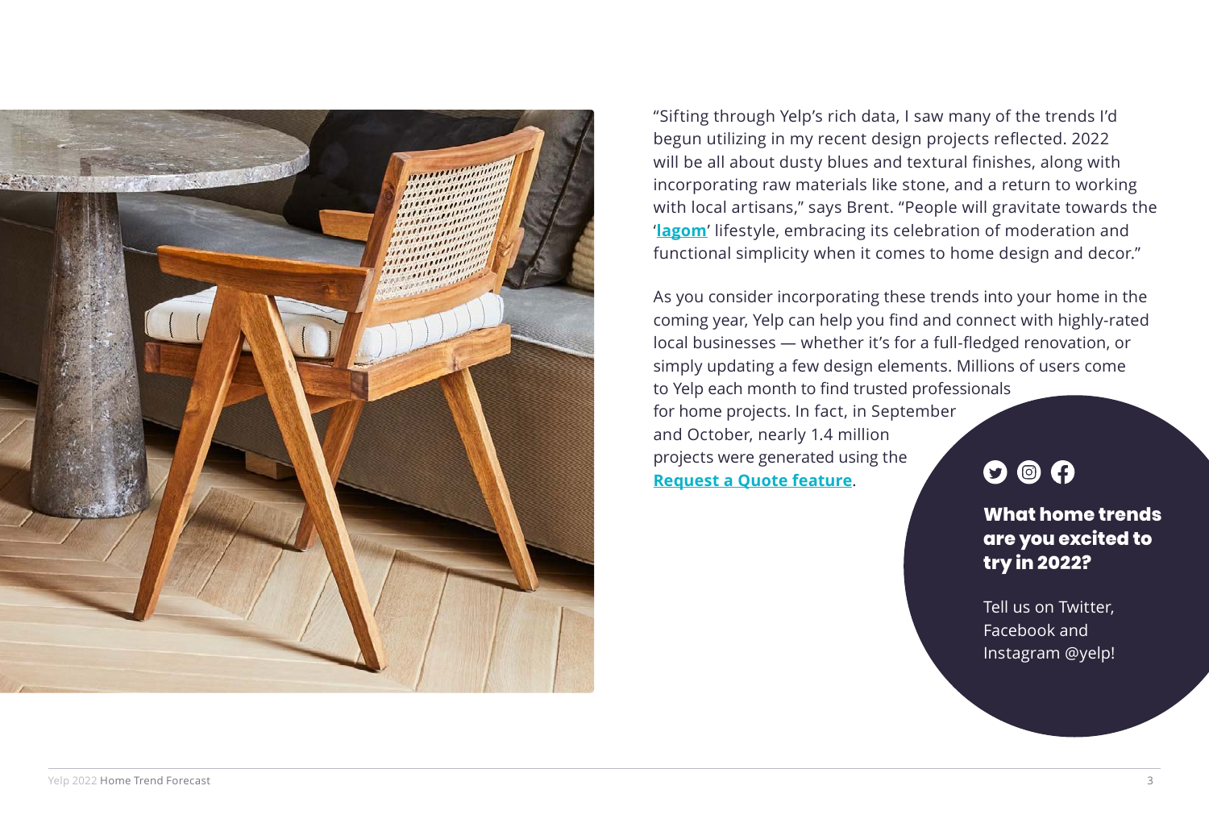"Sifting through Yelp's rich data, I saw many of the trends I'd begun utilizing in my recent design projects reflected. 2022 will be all about dusty blues and textural finishes, along with incorporating raw materials like stone, and a return to working with local artisans," says Brent. "People will gravitate towards the '**lagom**' lifestyle, embracing its celebration of moderation and functional simplicity when it comes to home design and decor."

As you consider incorporating these trends into your home in the coming year, Yelp can help you find and connect with highly-rated local businesses — whether it's for a full-fledged renovation, or simply updating a few design elements. Millions of users come to Yelp each month to find trusted professionals for home projects. In fact, in September and October, nearly 1.4 million projects were generated using the **Request a Quote feature**.

**What home trends are you excited to try in 2022?**

Tell us on Twitter, Facebook and Instagram @yelp!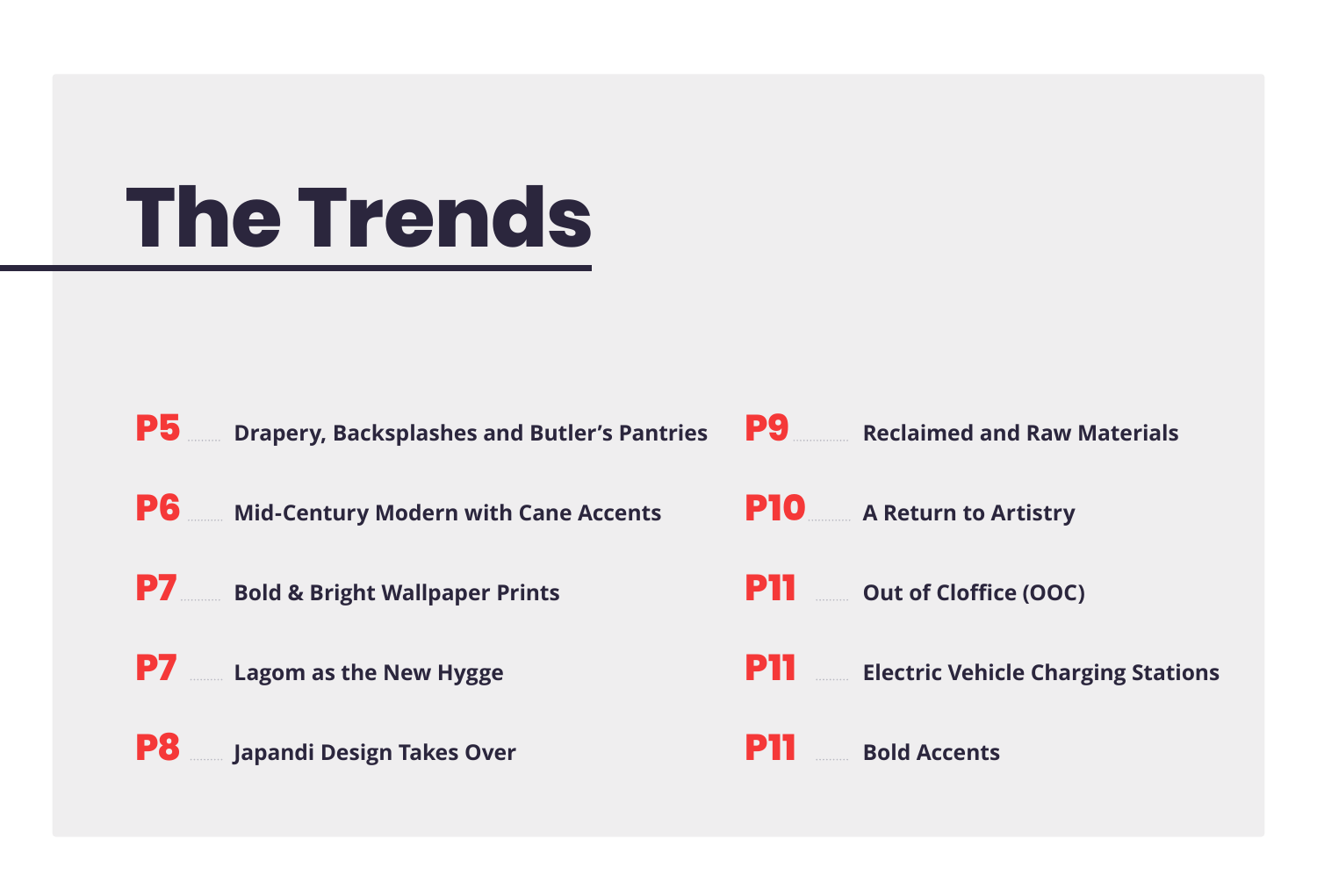# The Trends

- **P5** ........ **Drapery, Backsplashes and Butler's Pantries**
- **P6** ........ **Mid-Century Modern with Cane Accents**
- **P7** ........ **Bold & Bright Wallpaper Prints**
- **P7** ........ **Lagom as the New Hygge**
- **P8** ........ **Japandi Design Takes Over**
- **P9** ........ **Reclaimed and Raw Materials**
- **P10** ........ **A Return to Artistry**
- **P11** ........ **Out of Cloffice (OOC)**
- **P11** ........ **Electric Vehicle Charging Stations**
- **P11** ........ **Bold Accents**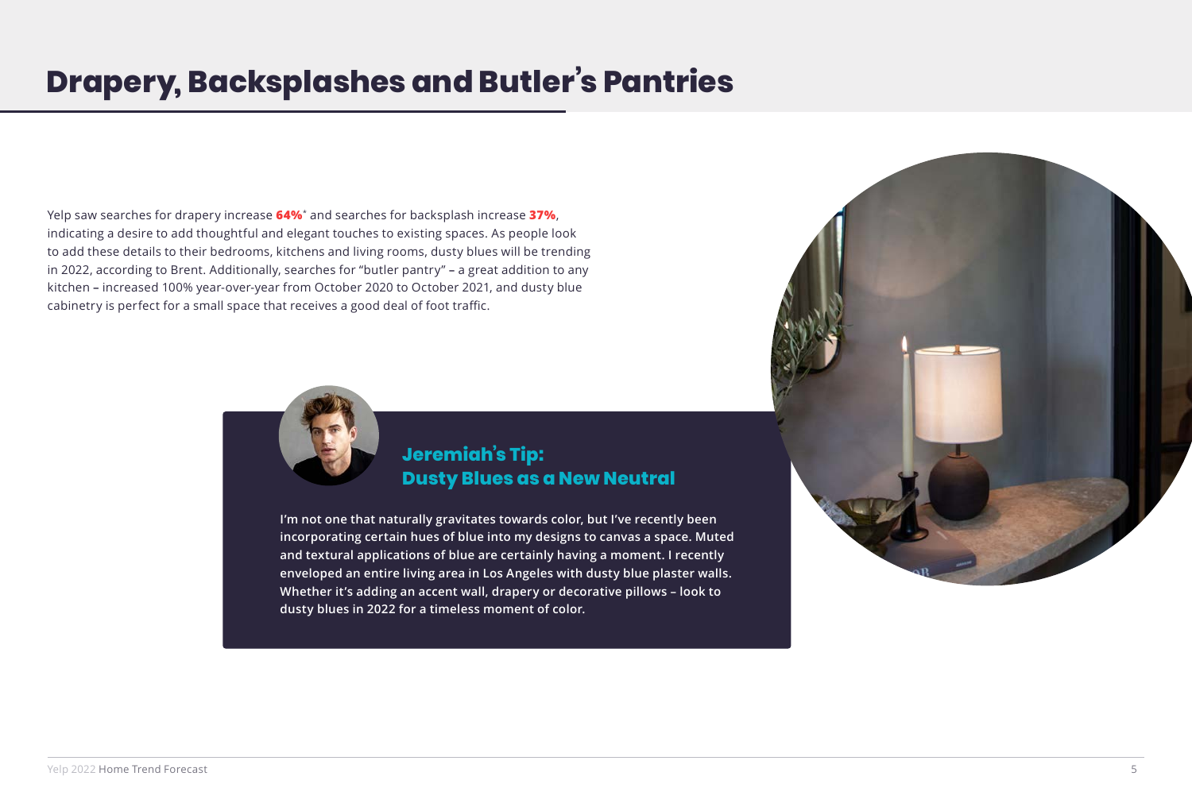# Drapery, Backsplashes and Butler's Pantries

Yelp saw searches for drapery increase **64%*** and searches for backsplash increase **37%**, indicating a desire to add thoughtful and elegant touches to existing spaces. As people look to add these details to their bedrooms, kitchens and living rooms, dusty blues will be trending in 2022, according to Brent. Additionally, searches for "butler pantry" – a great addition to any kitchen – increased 100% year-over-year from October 2020 to October 2021, and dusty blue cabinetry is perfect for a small space that receives a good deal of foot traffic.

## Jeremiah's Tip: Dusty Blues as a New Neutral

**I'm not one that naturally gravitates towards color, but I've recently been incorporating certain hues of blue into my designs to canvas a space. Muted and textural applications of blue are certainly having a moment. I recently enveloped an entire living area in Los Angeles with dusty blue plaster walls. Whether it's adding an accent wall, drapery or decorative pillows – look to dusty blues in 2022 for a timeless moment of color.**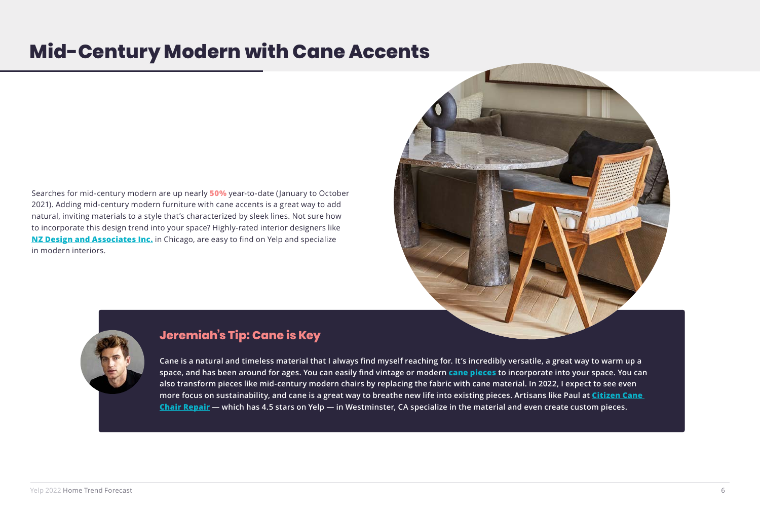# Mid-Century Modern with Cane Accents

Searches for mid-century modern are up nearly **50%** year-to-date (January to October 2021). Adding mid-century modern furniture with cane accents is a great way to add natural, inviting materials to a style that's characterized by sleek lines. Not sure how to incorporate this design trend into your space? Highly-rated interior designers like **NZ Design and Associates Inc.** in Chicago, are easy to find on Yelp and specialize in modern interiors.

## Jeremiah's Tip: Cane is Key

**Cane is a natural and timeless material that I always find myself reaching for. It's incredibly versatile, a great way to warm up a space, and has been around for ages. You can easily find vintage or modern cane pieces to incorporate into your space. You can also transform pieces like mid-century modern chairs by replacing the fabric with cane material. In 2022, I expect to see even more focus on sustainability, and cane is a great way to breathe new life into existing pieces. Artisans like Paul at Citizen Cane Chair Repair — which has 4.5 stars on Yelp — in Westminster, CA specialize in the material and even create custom pieces.**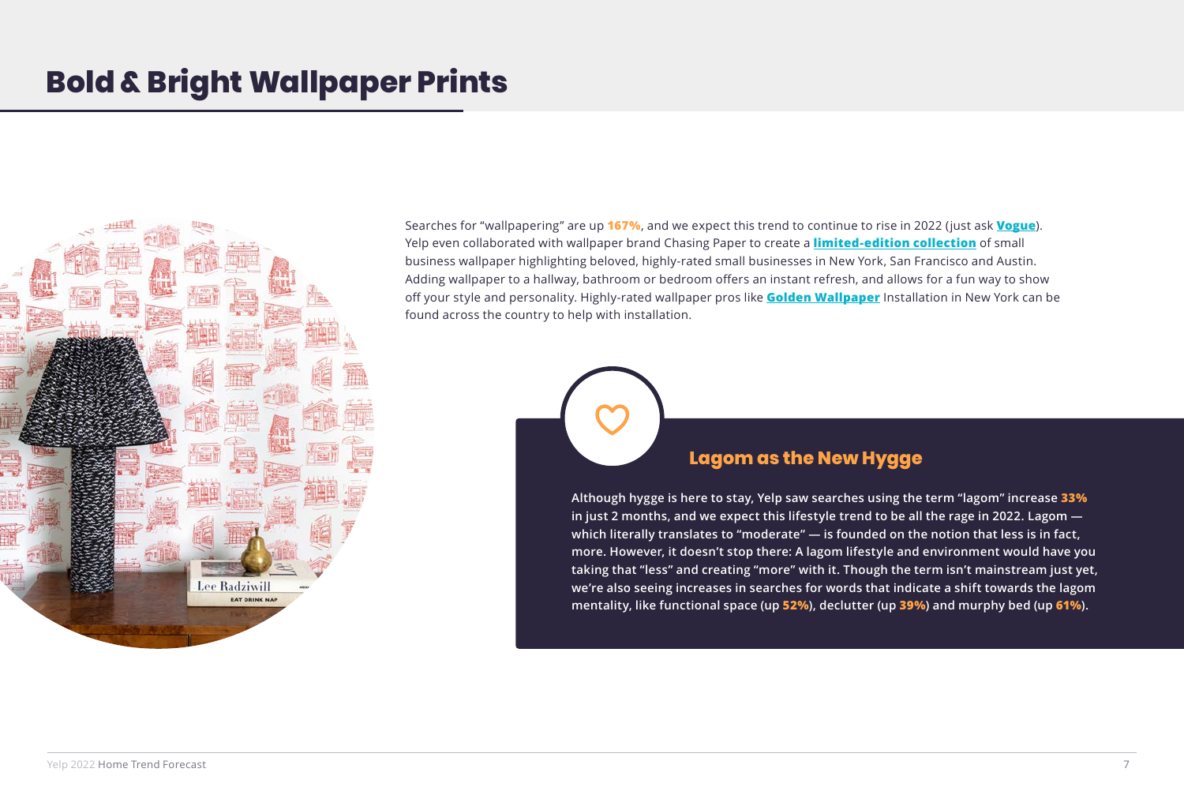# Bold & Bright Wallpaper Prints

Searches for "wallpapering" are up **167%**, and we expect this trend to continue to rise in 2022 (just ask **Vogue**). Yelp even collaborated with wallpaper brand Chasing Paper to create a **limited-edition collection** of small business wallpaper highlighting beloved, highly-rated small businesses in New York, San Francisco and Austin. Adding wallpaper to a hallway, bathroom or bedroom offers an instant refresh, and allows for a fun way to show off your style and personality. Highly-rated wallpaper pros like **Golden Wallpaper** Installation in New York can be found across the country to help with installation.

## Lagom as the New Hygge

**Although hygge is here to stay, Yelp saw searches using the term "lagom" increase 33% in just 2 months, and we expect this lifestyle trend to be all the rage in 2022. Lagom — which literally translates to "moderate" — is founded on the notion that less is in fact, more. However, it doesn't stop there: A lagom lifestyle and environment would have you taking that "less" and creating "more" with it. Though the term isn't mainstream just yet, we're also seeing increases in searches for words that indicate a shift towards the lagom mentality, like functional space (up 52%), declutter (up 39%) and murphy bed (up 61%).**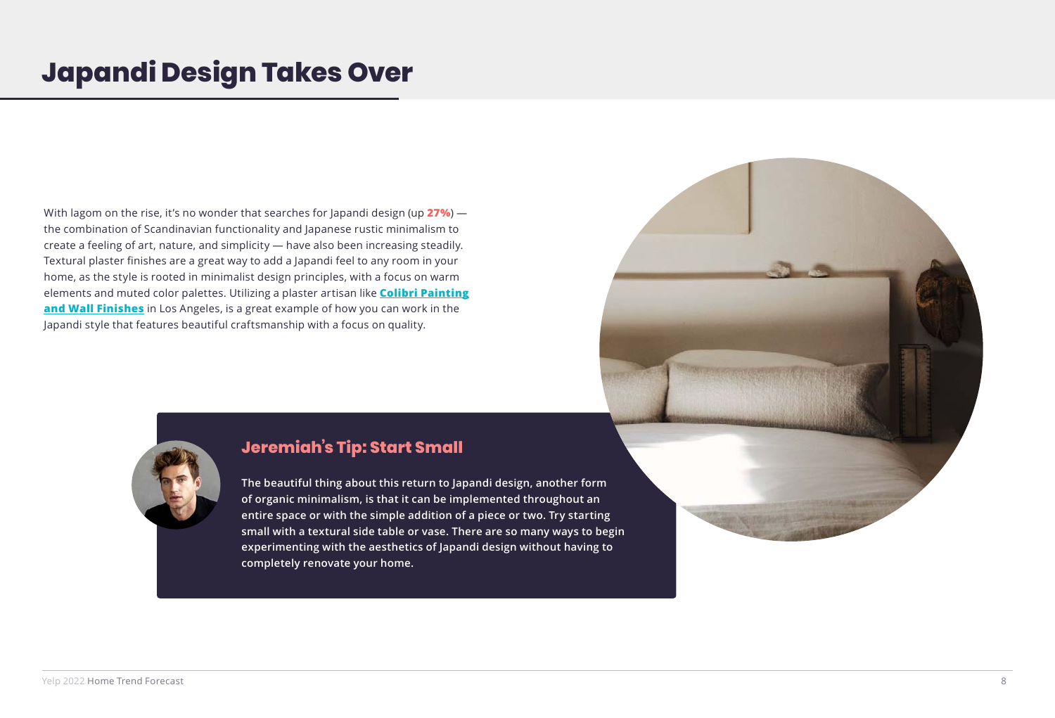# Japandi Design Takes Over

With lagom on the rise, it's no wonder that searches for Japandi design (up **27%**) — the combination of Scandinavian functionality and Japanese rustic minimalism to create a feeling of art, nature, and simplicity — have also been increasing steadily. Textural plaster finishes are a great way to add a Japandi feel to any room in your home, as the style is rooted in minimalist design principles, with a focus on warm elements and muted color palettes. Utilizing a plaster artisan like **Colibri Painting and Wall Finishes** in Los Angeles, is a great example of how you can work in the Japandi style that features beautiful craftsmanship with a focus on quality.

## Jeremiah's Tip: Start Small

**The beautiful thing about this return to Japandi design, another form of organic minimalism, is that it can be implemented throughout an entire space or with the simple addition of a piece or two. Try starting small with a textural side table or vase. There are so many ways to begin experimenting with the aesthetics of Japandi design without having to completely renovate your home.**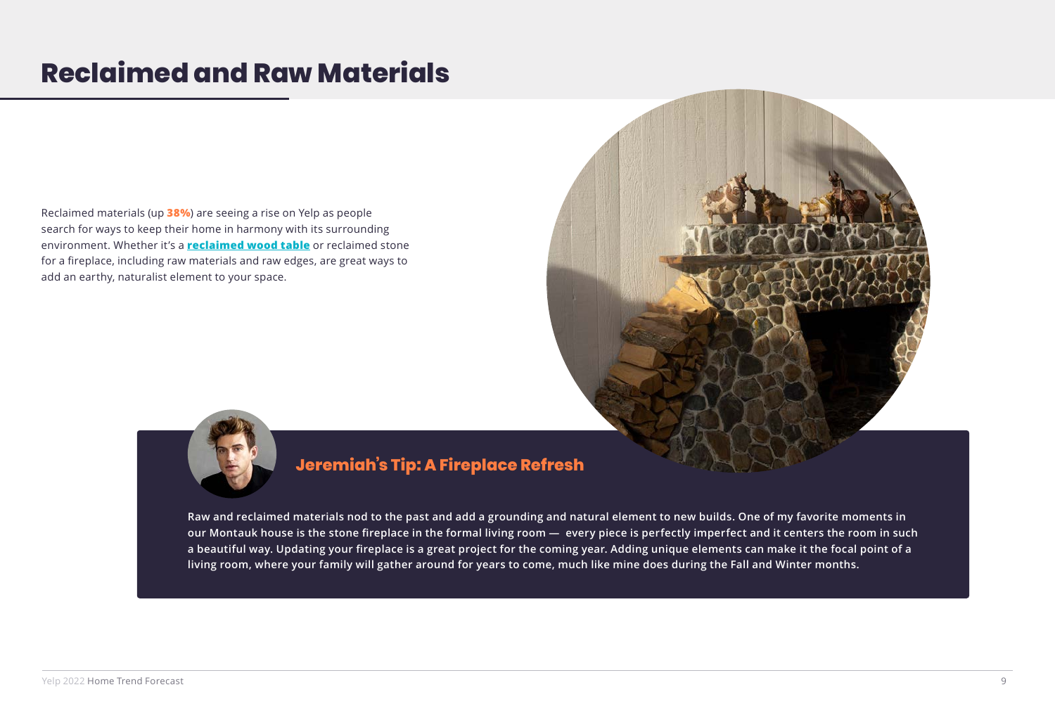# Reclaimed and Raw Materials

Reclaimed materials (up **38%**) are seeing a rise on Yelp as people search for ways to keep their home in harmony with its surrounding environment. Whether it's a **reclaimed wood table** or reclaimed stone for a fireplace, including raw materials and raw edges, are great ways to add an earthy, naturalist element to your space.

## Jeremiah's Tip: A Fireplace Refresh

**Raw and reclaimed materials nod to the past and add a grounding and natural element to new builds. One of my favorite moments in our Montauk house is the stone fireplace in the formal living room — every piece is perfectly imperfect and it centers the room in such a beautiful way. Updating your fireplace is a great project for the coming year. Adding unique elements can make it the focal point of a living room, where your family will gather around for years to come, much like mine does during the Fall and Winter months.**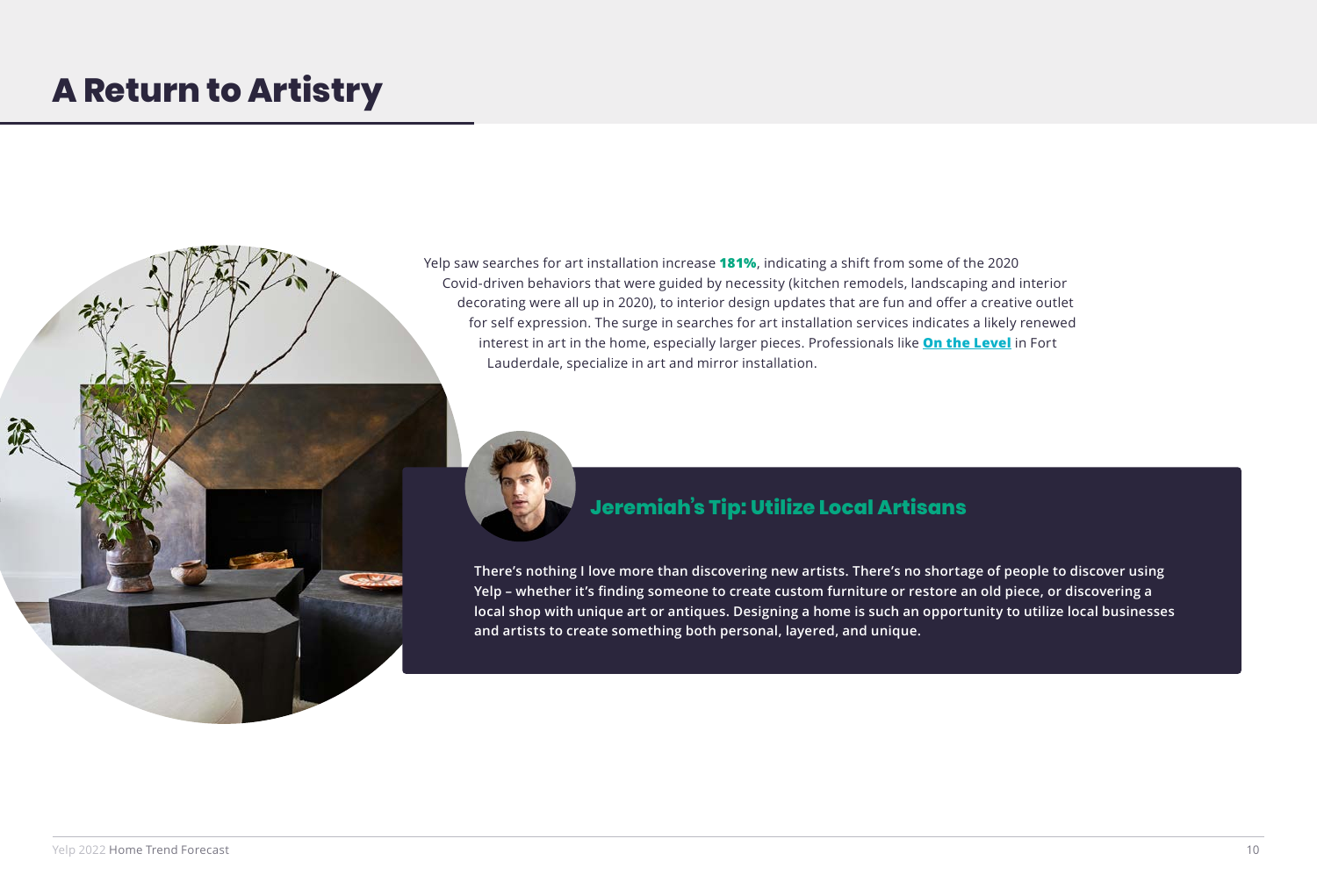# A Return to Artistry

Yelp saw searches for art installation increase **181%**, indicating a shift from some of the 2020 Covid-driven behaviors that were guided by necessity (kitchen remodels, landscaping and interior decorating were all up in 2020), to interior design updates that are fun and offer a creative outlet for self expression. The surge in searches for art installation services indicates a likely renewed interest in art in the home, especially larger pieces. Professionals like **On the Level** in Fort Lauderdale, specialize in art and mirror installation.

## Jeremiah's Tip: Utilize Local Artisans

**There's nothing I love more than discovering new artists. There's no shortage of people to discover using Yelp – whether it's finding someone to create custom furniture or restore an old piece, or discovering a local shop with unique art or antiques. Designing a home is such an opportunity to utilize local businesses and artists to create something both personal, layered, and unique.**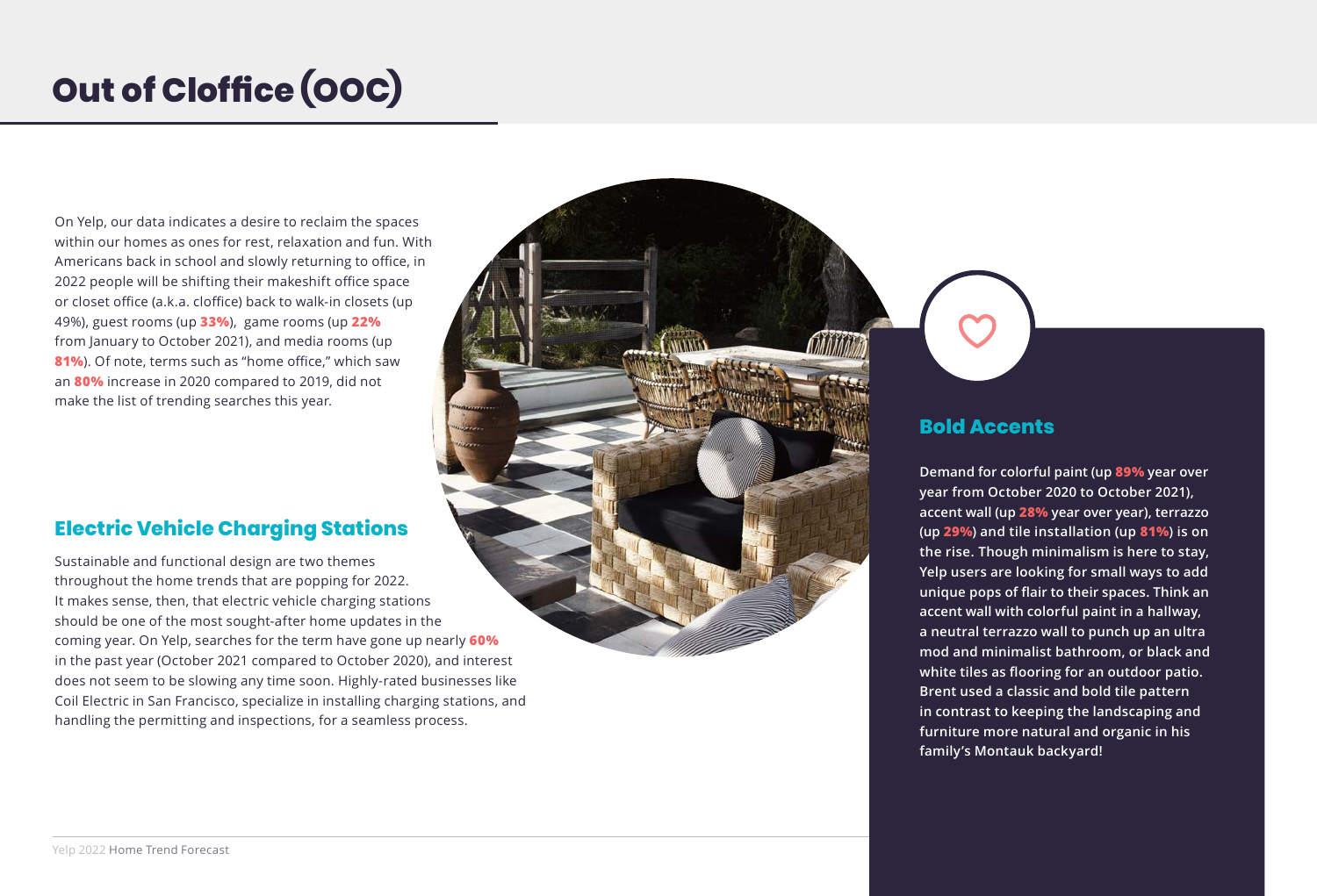# Out of Cloffice (OOC)

On Yelp, our data indicates a desire to reclaim the spaces within our homes as ones for rest, relaxation and fun. With Americans back in school and slowly returning to office, in 2022 people will be shifting their makeshift office space or closet office (a.k.a. cloffice) back to walk-in closets (up 49%), guest rooms (up **33%**), game rooms (up **22%** from January to October 2021), and media rooms (up **81%**). Of note, terms such as "home office," which saw an **80%** increase in 2020 compared to 2019, did not make the list of trending searches this year.

## Electric Vehicle Charging Stations

Sustainable and functional design are two themes throughout the home trends that are popping for 2022. It makes sense, then, that electric vehicle charging stations should be one of the most sought-after home updates in the coming year. On Yelp, searches for the term have gone up nearly **60%** in the past year (October 2021 compared to October 2020), and interest does not seem to be slowing any time soon. Highly-rated businesses like Coil Electric in San Francisco, specialize in installing charging stations, and handling the permitting and inspections, for a seamless process.

## Bold Accents

**Demand for colorful paint (up 89% year over year from October 2020 to October 2021), accent wall (up 28% year over year), terrazzo (up 29%) and tile installation (up 81%) is on the rise. Though minimalism is here to stay, Yelp users are looking for small ways to add unique pops of flair to their spaces. Think an accent wall with colorful paint in a hallway, a neutral terrazzo wall to punch up an ultra mod and minimalist bathroom, or black and white tiles as flooring for an outdoor patio. Brent used a classic and bold tile pattern in contrast to keeping the landscaping and furniture more natural and organic in his family's Montauk backyard!**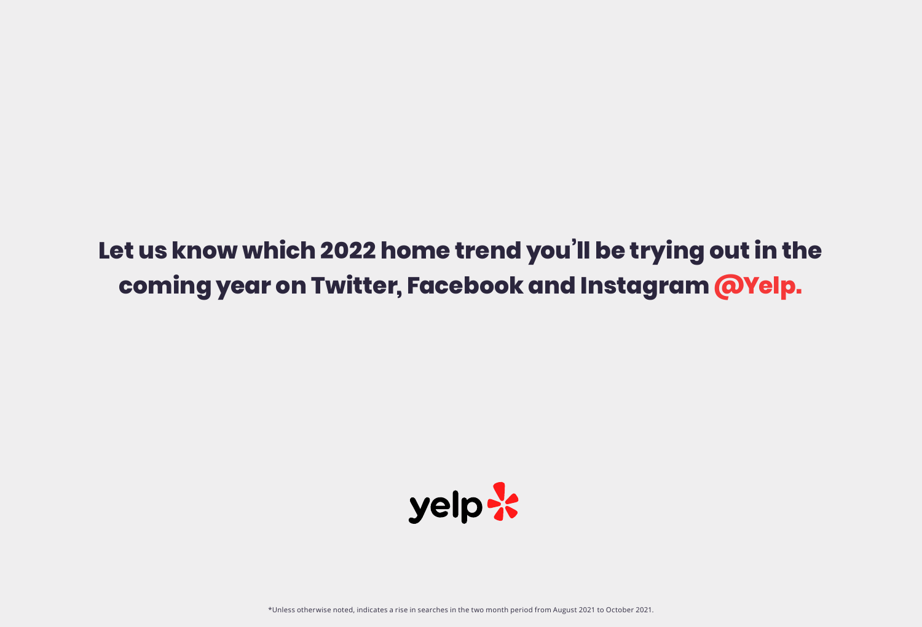**Let us know which 2022 home trend you'll be trying out in the coming year on Twitter, Facebook and Instagram @Yelp.**

yelp

*Unless otherwise noted, indicates a rise in searches in the two month period from August 2021 to October 2021.